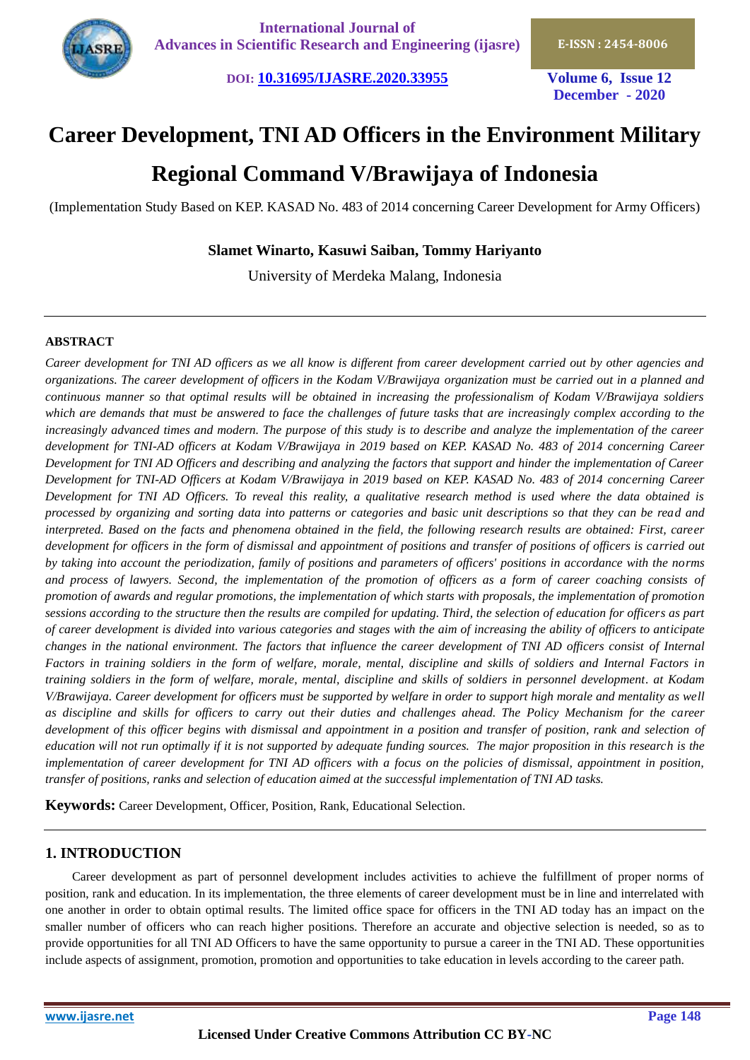# Career Development, TNI AD Officers in the Environment Military Regional Command V/Brawijaya of Indonesia

(Implementation Study Based on KEP. KASAD No. 483 of 2014 concerning Career Development for Army Officers)

**Slamet Winarto, Kasuwi Saiban, Tommy Hariyanto**

University of Merdeka Malang, Indonesia

---

**ABSTRACT**

*Career development for TNI AD officers as we all know is different from career development carried out by other agencies and organizations. The career development of officers in the Kodam V/Brawijaya organization must be carried out in a planned and continuous manner so that optimal results will be obtained in increasing the professionalism of Kodam V/Brawijaya soldiers which are demands that must be answered to face the challenges of future tasks that are increasingly complex according to the increasingly advanced times and modern. The purpose of this study is to describe and analyze the implementation of the career development for TNI-AD officers at Kodam V/Brawijaya in 2019 based on KEP. KASAD No. 483 of 2014 concerning Career Development for TNI AD Officers and describing and analyzing the factors that support and hinder the implementation of Career Development for TNI-AD Officers at Kodam V/Brawijaya in 2019 based on KEP. KASAD No. 483 of 2014 concerning Career Development for TNI AD Officers. To reveal this reality, a qualitative research method is used where the data obtained is processed by organizing and sorting data into patterns or categories and basic unit descriptions so that they can be read and interpreted. Based on the facts and phenomena obtained in the field, the following research results are obtained: First, career development for officers in the form of dismissal and appointment of positions and transfer of positions of officers is carried out by taking into account the periodization, family of positions and parameters of officers' positions in accordance with the norms and process of lawyers. Second, the implementation of the promotion of officers as a form of career coaching consists of promotion of awards and regular promotions, the implementation of which starts with proposals, the implementation of promotion sessions according to the structure then the results are compiled for updating. Third, the selection of education for officers as part of career development is divided into various categories and stages with the aim of increasing the ability of officers to anticipate changes in the national environment. The factors that influence the career development of TNI AD officers consist of Internal Factors in training soldiers in the form of welfare, morale, mental, discipline and skills of soldiers and Internal Factors in training soldiers in the form of welfare, morale, mental, discipline and skills of soldiers in personnel development. at Kodam V/Brawijaya. Career development for officers must be supported by welfare in order to support high morale and mentality as well as discipline and skills for officers to carry out their duties and challenges ahead. The Policy Mechanism for the career development of this officer begins with dismissal and appointment in a position and transfer of position, rank and selection of education will not run optimally if it is not supported by adequate funding sources. The major proposition in this research is the implementation of career development for TNI AD officers with a focus on the policies of dismissal, appointment in position, transfer of positions, ranks and selection of education aimed at the successful implementation of TNI AD tasks.*

**Keywords:** Career Development, Officer, Position, Rank, Educational Selection.

---

## 1. INTRODUCTION

Career development as part of personnel development includes activities to achieve the fulfillment of proper norms of position, rank and education. In its implementation, the three elements of career development must be in line and interrelated with one another in order to obtain optimal results. The limited office space for officers in the TNI AD today has an impact on the smaller number of officers who can reach higher positions. Therefore an accurate and objective selection is needed, so as to provide opportunities for all TNI AD Officers to have the same opportunity to pursue a career in the TNI AD. These opportunities include aspects of assignment, promotion, promotion and opportunities to take education in levels according to the career path.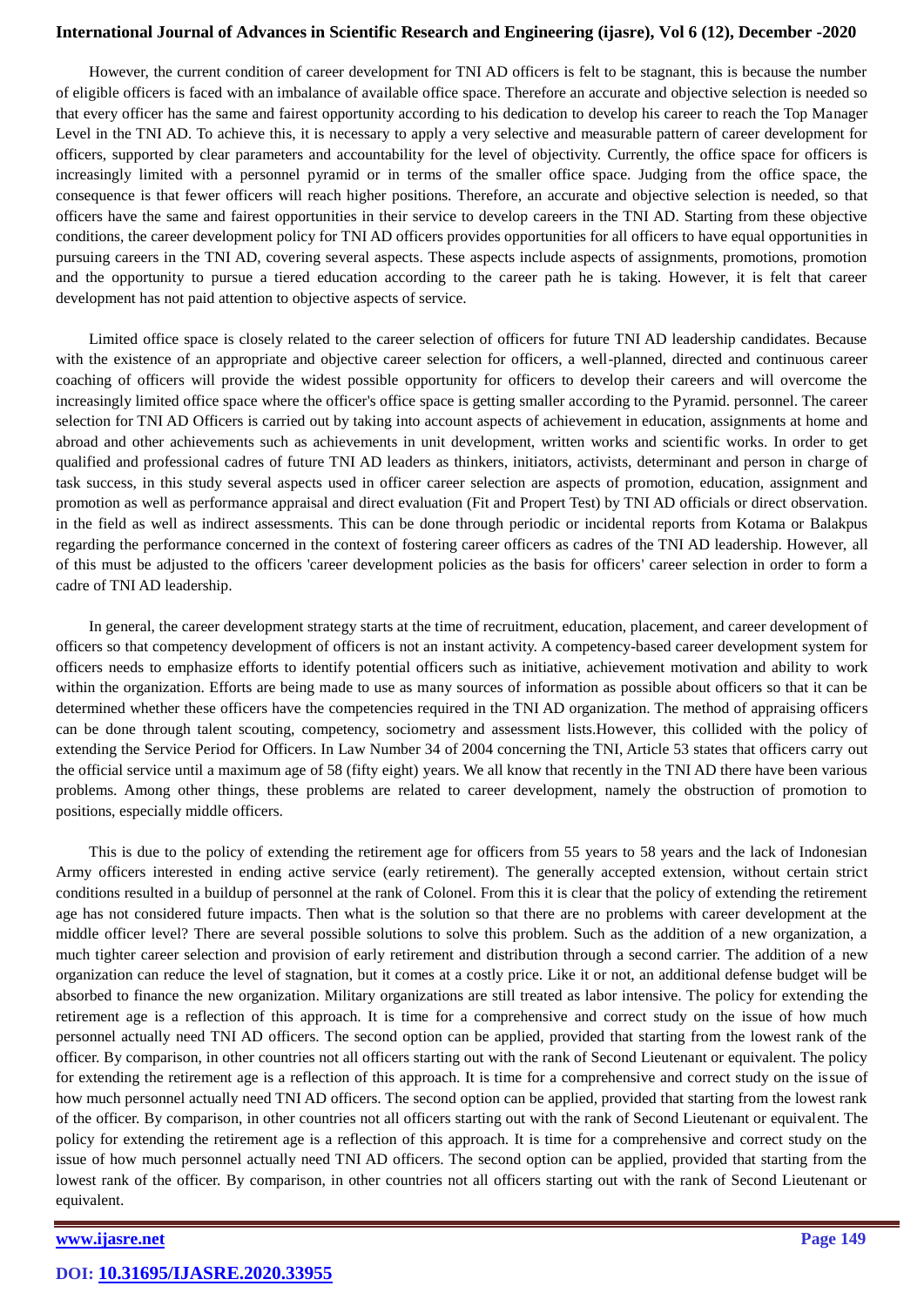However, the current condition of career development for TNI AD officers is felt to be stagnant, this is because the number of eligible officers is faced with an imbalance of available office space. Therefore an accurate and objective selection is needed so that every officer has the same and fairest opportunity according to his dedication to develop his career to reach the Top Manager Level in the TNI AD. To achieve this, it is necessary to apply a very selective and measurable pattern of career development for officers, supported by clear parameters and accountability for the level of objectivity. Currently, the office space for officers is increasingly limited with a personnel pyramid or in terms of the smaller office space. Judging from the office space, the consequence is that fewer officers will reach higher positions. Therefore, an accurate and objective selection is needed, so that officers have the same and fairest opportunities in their service to develop careers in the TNI AD. Starting from these objective conditions, the career development policy for TNI AD officers provides opportunities for all officers to have equal opportunities in pursuing careers in the TNI AD, covering several aspects. These aspects include aspects of assignments, promotions, promotion and the opportunity to pursue a tiered education according to the career path he is taking. However, it is felt that career development has not paid attention to objective aspects of service.

Limited office space is closely related to the career selection of officers for future TNI AD leadership candidates. Because with the existence of an appropriate and objective career selection for officers, a well-planned, directed and continuous career coaching of officers will provide the widest possible opportunity for officers to develop their careers and will overcome the increasingly limited office space where the officer's office space is getting smaller according to the Pyramid. personnel. The career selection for TNI AD Officers is carried out by taking into account aspects of achievement in education, assignments at home and abroad and other achievements such as achievements in unit development, written works and scientific works. In order to get qualified and professional cadres of future TNI AD leaders as thinkers, initiators, activists, determinant and person in charge of task success, in this study several aspects used in officer career selection are aspects of promotion, education, assignment and promotion as well as performance appraisal and direct evaluation (Fit and Propert Test) by TNI AD officials or direct observation. in the field as well as indirect assessments. This can be done through periodic or incidental reports from Kotama or Balakpus regarding the performance concerned in the context of fostering career officers as cadres of the TNI AD leadership. However, all of this must be adjusted to the officers 'career development policies as the basis for officers' career selection in order to form a cadre of TNI AD leadership.

In general, the career development strategy starts at the time of recruitment, education, placement, and career development of officers so that competency development of officers is not an instant activity. A competency-based career development system for officers needs to emphasize efforts to identify potential officers such as initiative, achievement motivation and ability to work within the organization. Efforts are being made to use as many sources of information as possible about officers so that it can be determined whether these officers have the competencies required in the TNI AD organization. The method of appraising officers can be done through talent scouting, competency, sociometry and assessment lists.However, this collided with the policy of extending the Service Period for Officers. In Law Number 34 of 2004 concerning the TNI, Article 53 states that officers carry out the official service until a maximum age of 58 (fifty eight) years. We all know that recently in the TNI AD there have been various problems. Among other things, these problems are related to career development, namely the obstruction of promotion to positions, especially middle officers.

This is due to the policy of extending the retirement age for officers from 55 years to 58 years and the lack of Indonesian Army officers interested in ending active service (early retirement). The generally accepted extension, without certain strict conditions resulted in a buildup of personnel at the rank of Colonel. From this it is clear that the policy of extending the retirement age has not considered future impacts. Then what is the solution so that there are no problems with career development at the middle officer level? There are several possible solutions to solve this problem. Such as the addition of a new organization, a much tighter career selection and provision of early retirement and distribution through a second carrier. The addition of a new organization can reduce the level of stagnation, but it comes at a costly price. Like it or not, an additional defense budget will be absorbed to finance the new organization. Military organizations are still treated as labor intensive. The policy for extending the retirement age is a reflection of this approach. It is time for a comprehensive and correct study on the issue of how much personnel actually need TNI AD officers. The second option can be applied, provided that starting from the lowest rank of the officer. By comparison, in other countries not all officers starting out with the rank of Second Lieutenant or equivalent. The policy for extending the retirement age is a reflection of this approach. It is time for a comprehensive and correct study on the issue of how much personnel actually need TNI AD officers. The second option can be applied, provided that starting from the lowest rank of the officer. By comparison, in other countries not all officers starting out with the rank of Second Lieutenant or equivalent. The policy for extending the retirement age is a reflection of this approach. It is time for a comprehensive and correct study on the issue of how much personnel actually need TNI AD officers. The second option can be applied, provided that starting from the lowest rank of the officer. By comparison, in other countries not all officers starting out with the rank of Second Lieutenant or equivalent.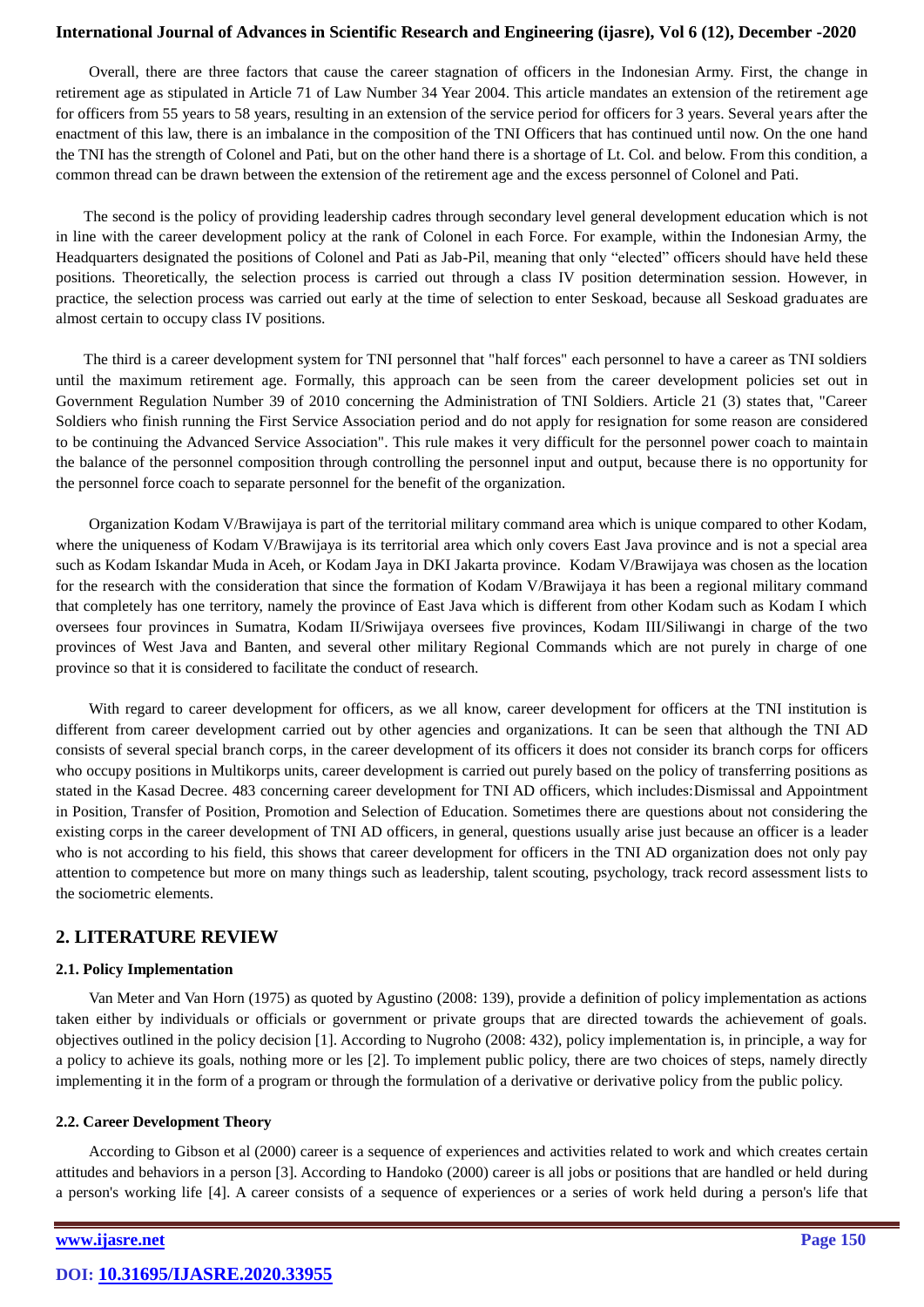Overall, there are three factors that cause the career stagnation of officers in the Indonesian Army. First, the change in retirement age as stipulated in Article 71 of Law Number 34 Year 2004. This article mandates an extension of the retirement age for officers from 55 years to 58 years, resulting in an extension of the service period for officers for 3 years. Several years after the enactment of this law, there is an imbalance in the composition of the TNI Officers that has continued until now. On the one hand the TNI has the strength of Colonel and Pati, but on the other hand there is a shortage of Lt. Col. and below. From this condition, a common thread can be drawn between the extension of the retirement age and the excess personnel of Colonel and Pati.

The second is the policy of providing leadership cadres through secondary level general development education which is not in line with the career development policy at the rank of Colonel in each Force. For example, within the Indonesian Army, the Headquarters designated the positions of Colonel and Pati as Jab-Pil, meaning that only "elected" officers should have held these positions. Theoretically, the selection process is carried out through a class IV position determination session. However, in practice, the selection process was carried out early at the time of selection to enter Seskoad, because all Seskoad graduates are almost certain to occupy class IV positions.

The third is a career development system for TNI personnel that "half forces" each personnel to have a career as TNI soldiers until the maximum retirement age. Formally, this approach can be seen from the career development policies set out in Government Regulation Number 39 of 2010 concerning the Administration of TNI Soldiers. Article 21 (3) states that, "Career Soldiers who finish running the First Service Association period and do not apply for resignation for some reason are considered to be continuing the Advanced Service Association". This rule makes it very difficult for the personnel power coach to maintain the balance of the personnel composition through controlling the personnel input and output, because there is no opportunity for the personnel force coach to separate personnel for the benefit of the organization.

Organization Kodam V/Brawijaya is part of the territorial military command area which is unique compared to other Kodam, where the uniqueness of Kodam V/Brawijaya is its territorial area which only covers East Java province and is not a special area such as Kodam Iskandar Muda in Aceh, or Kodam Jaya in DKI Jakarta province. Kodam V/Brawijaya was chosen as the location for the research with the consideration that since the formation of Kodam V/Brawijaya it has been a regional military command that completely has one territory, namely the province of East Java which is different from other Kodam such as Kodam I which oversees four provinces in Sumatra, Kodam II/Sriwijaya oversees five provinces, Kodam III/Siliwangi in charge of the two provinces of West Java and Banten, and several other military Regional Commands which are not purely in charge of one province so that it is considered to facilitate the conduct of research.

With regard to career development for officers, as we all know, career development for officers at the TNI institution is different from career development carried out by other agencies and organizations. It can be seen that although the TNI AD consists of several special branch corps, in the career development of its officers it does not consider its branch corps for officers who occupy positions in Multikorps units, career development is carried out purely based on the policy of transferring positions as stated in the Kasad Decree. 483 concerning career development for TNI AD officers, which includes:Dismissal and Appointment in Position, Transfer of Position, Promotion and Selection of Education. Sometimes there are questions about not considering the existing corps in the career development of TNI AD officers, in general, questions usually arise just because an officer is a leader who is not according to his field, this shows that career development for officers in the TNI AD organization does not only pay attention to competence but more on many things such as leadership, talent scouting, psychology, track record assessment lists to the sociometric elements.

## 2. LITERATURE REVIEW

### 2.1. Policy Implementation

Van Meter and Van Horn (1975) as quoted by Agustino (2008: 139), provide a definition of policy implementation as actions taken either by individuals or officials or government or private groups that are directed towards the achievement of goals. objectives outlined in the policy decision [1]. According to Nugroho (2008: 432), policy implementation is, in principle, a way for a policy to achieve its goals, nothing more or les [2]. To implement public policy, there are two choices of steps, namely directly implementing it in the form of a program or through the formulation of a derivative or derivative policy from the public policy.

### 2.2. Career Development Theory

According to Gibson et al (2000) career is a sequence of experiences and activities related to work and which creates certain attitudes and behaviors in a person [3]. According to Handoko (2000) career is all jobs or positions that are handled or held during a person's working life [4]. A career consists of a sequence of experiences or a series of work held during a person's life that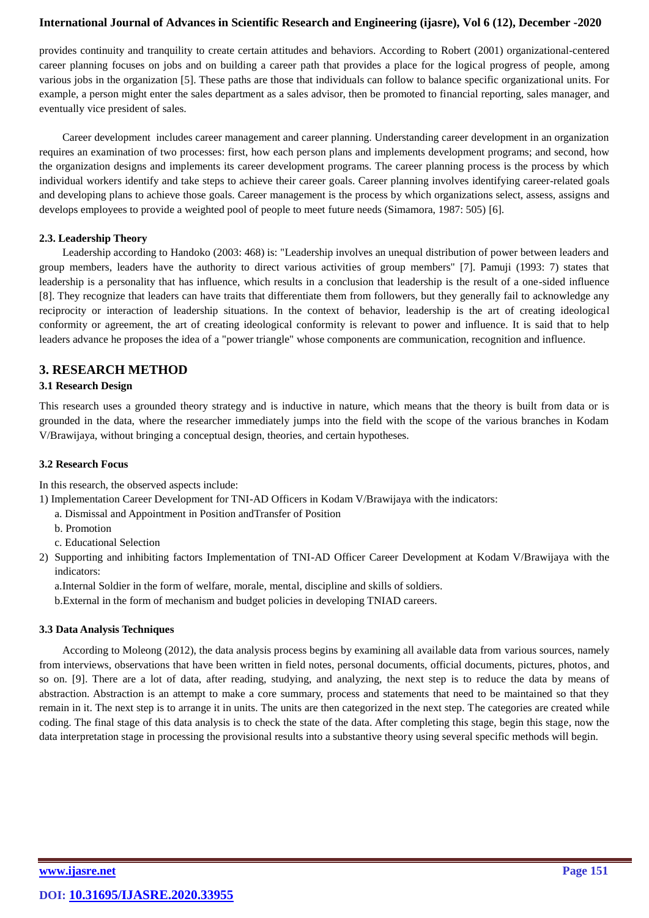provides continuity and tranquility to create certain attitudes and behaviors. According to Robert (2001) organizational-centered career planning focuses on jobs and on building a career path that provides a place for the logical progress of people, among various jobs in the organization [5]. These paths are those that individuals can follow to balance specific organizational units. For example, a person might enter the sales department as a sales advisor, then be promoted to financial reporting, sales manager, and eventually vice president of sales.

Career development includes career management and career planning. Understanding career development in an organization requires an examination of two processes: first, how each person plans and implements development programs; and second, how the organization designs and implements its career development programs. The career planning process is the process by which individual workers identify and take steps to achieve their career goals. Career planning involves identifying career-related goals and developing plans to achieve those goals. Career management is the process by which organizations select, assess, assigns and develops employees to provide a weighted pool of people to meet future needs (Simamora, 1987: 505) [6].

### 2.3. Leadership Theory

Leadership according to Handoko (2003: 468) is: "Leadership involves an unequal distribution of power between leaders and group members, leaders have the authority to direct various activities of group members" [7]. Pamuji (1993: 7) states that leadership is a personality that has influence, which results in a conclusion that leadership is the result of a one-sided influence [8]. They recognize that leaders can have traits that differentiate them from followers, but they generally fail to acknowledge any reciprocity or interaction of leadership situations. In the context of behavior, leadership is the art of creating ideological conformity or agreement, the art of creating ideological conformity is relevant to power and influence. It is said that to help leaders advance he proposes the idea of a "power triangle" whose components are communication, recognition and influence.

## 3. RESEARCH METHOD

### 3.1 Research Design

This research uses a grounded theory strategy and is inductive in nature, which means that the theory is built from data or is grounded in the data, where the researcher immediately jumps into the field with the scope of the various branches in Kodam V/Brawijaya, without bringing a conceptual design, theories, and certain hypotheses.

### 3.2 Research Focus

In this research, the observed aspects include:

1) Implementation Career Development for TNI-AD Officers in Kodam V/Brawijaya with the indicators:
   a. Dismissal and Appointment in Position andTransfer of Position
   b. Promotion
   c. Educational Selection
2) Supporting and inhibiting factors Implementation of TNI-AD Officer Career Development at Kodam V/Brawijaya with the indicators:
   a.Internal Soldier in the form of welfare, morale, mental, discipline and skills of soldiers.
   b.External in the form of mechanism and budget policies in developing TNIAD careers.

### 3.3 Data Analysis Techniques

According to Moleong (2012), the data analysis process begins by examining all available data from various sources, namely from interviews, observations that have been written in field notes, personal documents, official documents, pictures, photos, and so on. [9]. There are a lot of data, after reading, studying, and analyzing, the next step is to reduce the data by means of abstraction. Abstraction is an attempt to make a core summary, process and statements that need to be maintained so that they remain in it. The next step is to arrange it in units. The units are then categorized in the next step. The categories are created while coding. The final stage of this data analysis is to check the state of the data. After completing this stage, begin this stage, now the data interpretation stage in processing the provisional results into a substantive theory using several specific methods will begin.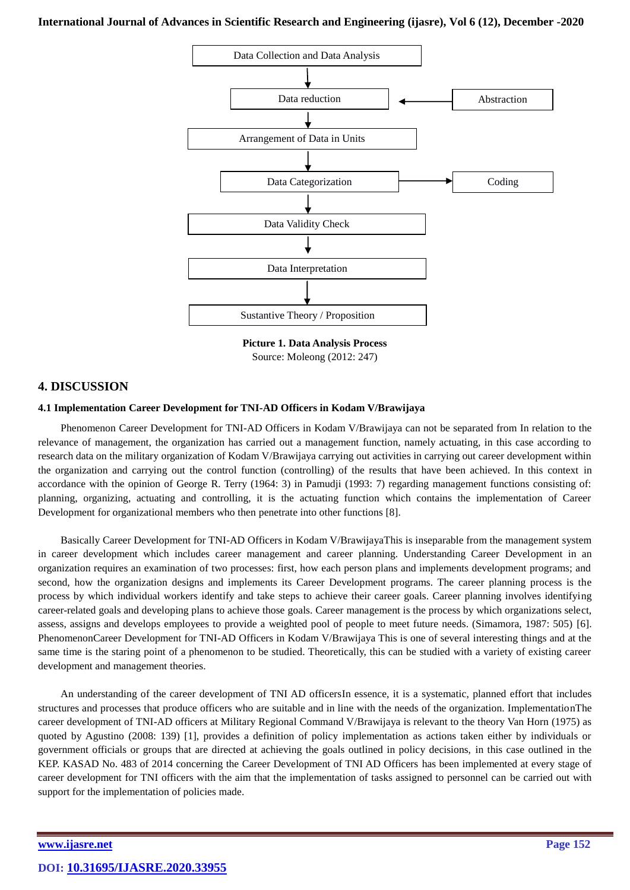Data Collection and Data Analysis

↓

Data reduction ← Abstraction

↓

Arrangement of Data in Units

↓

Data Categorization → Coding

↓

Data Validity Check

↓

Data Interpretation

↓

Sustantive Theory / Proposition

**Picture 1. Data Analysis Process**

Source: Moleong (2012: 247)

## 4. DISCUSSION

### 4.1 Implementation Career Development for TNI-AD Officers in Kodam V/Brawijaya

Phenomenon Career Development for TNI-AD Officers in Kodam V/Brawijaya can not be separated from In relation to the relevance of management, the organization has carried out a management function, namely actuating, in this case according to research data on the military organization of Kodam V/Brawijaya carrying out activities in carrying out career development within the organization and carrying out the control function (controlling) of the results that have been achieved. In this context in accordance with the opinion of George R. Terry (1964: 3) in Pamudji (1993: 7) regarding management functions consisting of: planning, organizing, actuating and controlling, it is the actuating function which contains the implementation of Career Development for organizational members who then penetrate into other functions [8].

Basically Career Development for TNI-AD Officers in Kodam V/BrawijayaThis is inseparable from the management system in career development which includes career management and career planning. Understanding Career Development in an organization requires an examination of two processes: first, how each person plans and implements development programs; and second, how the organization designs and implements its Career Development programs. The career planning process is the process by which individual workers identify and take steps to achieve their career goals. Career planning involves identifying career-related goals and developing plans to achieve those goals. Career management is the process by which organizations select, assess, assigns and develops employees to provide a weighted pool of people to meet future needs. (Simamora, 1987: 505) [6]. PhenomenonCareer Development for TNI-AD Officers in Kodam V/Brawijaya This is one of several interesting things and at the same time is the staring point of a phenomenon to be studied. Theoretically, this can be studied with a variety of existing career development and management theories.

An understanding of the career development of TNI AD officersIn essence, it is a systematic, planned effort that includes structures and processes that produce officers who are suitable and in line with the needs of the organization. ImplementationThe career development of TNI-AD officers at Military Regional Command V/Brawijaya is relevant to the theory Van Horn (1975) as quoted by Agustino (2008: 139) [1], provides a definition of policy implementation as actions taken either by individuals or government officials or groups that are directed at achieving the goals outlined in policy decisions, in this case outlined in the KEP. KASAD No. 483 of 2014 concerning the Career Development of TNI AD Officers has been implemented at every stage of career development for TNI officers with the aim that the implementation of tasks assigned to personnel can be carried out with support for the implementation of policies made.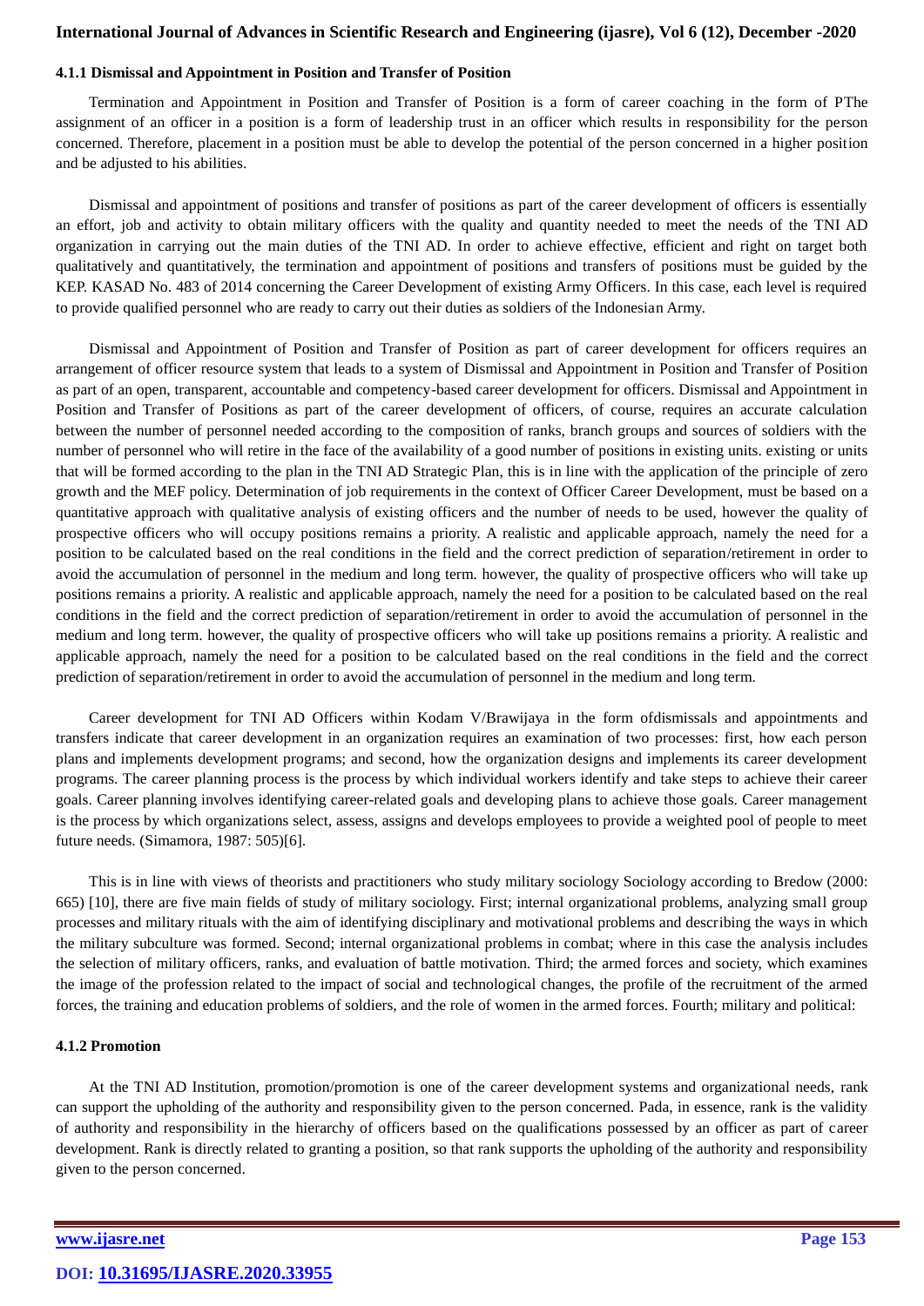### 4.1.1 Dismissal and Appointment in Position and Transfer of Position

Termination and Appointment in Position and Transfer of Position is a form of career coaching in the form of PThe assignment of an officer in a position is a form of leadership trust in an officer which results in responsibility for the person concerned. Therefore, placement in a position must be able to develop the potential of the person concerned in a higher position and be adjusted to his abilities.

Dismissal and appointment of positions and transfer of positions as part of the career development of officers is essentially an effort, job and activity to obtain military officers with the quality and quantity needed to meet the needs of the TNI AD organization in carrying out the main duties of the TNI AD. In order to achieve effective, efficient and right on target both qualitatively and quantitatively, the termination and appointment of positions and transfers of positions must be guided by the KEP. KASAD No. 483 of 2014 concerning the Career Development of existing Army Officers. In this case, each level is required to provide qualified personnel who are ready to carry out their duties as soldiers of the Indonesian Army.

Dismissal and Appointment of Position and Transfer of Position as part of career development for officers requires an arrangement of officer resource system that leads to a system of Dismissal and Appointment in Position and Transfer of Position as part of an open, transparent, accountable and competency-based career development for officers. Dismissal and Appointment in Position and Transfer of Positions as part of the career development of officers, of course, requires an accurate calculation between the number of personnel needed according to the composition of ranks, branch groups and sources of soldiers with the number of personnel who will retire in the face of the availability of a good number of positions in existing units. existing or units that will be formed according to the plan in the TNI AD Strategic Plan, this is in line with the application of the principle of zero growth and the MEF policy. Determination of job requirements in the context of Officer Career Development, must be based on a quantitative approach with qualitative analysis of existing officers and the number of needs to be used, however the quality of prospective officers who will occupy positions remains a priority. A realistic and applicable approach, namely the need for a position to be calculated based on the real conditions in the field and the correct prediction of separation/retirement in order to avoid the accumulation of personnel in the medium and long term. however, the quality of prospective officers who will take up positions remains a priority. A realistic and applicable approach, namely the need for a position to be calculated based on the real conditions in the field and the correct prediction of separation/retirement in order to avoid the accumulation of personnel in the medium and long term. however, the quality of prospective officers who will take up positions remains a priority. A realistic and applicable approach, namely the need for a position to be calculated based on the real conditions in the field and the correct prediction of separation/retirement in order to avoid the accumulation of personnel in the medium and long term.

Career development for TNI AD Officers within Kodam V/Brawijaya in the form ofdismissals and appointments and transfers indicate that career development in an organization requires an examination of two processes: first, how each person plans and implements development programs; and second, how the organization designs and implements its career development programs. The career planning process is the process by which individual workers identify and take steps to achieve their career goals. Career planning involves identifying career-related goals and developing plans to achieve those goals. Career management is the process by which organizations select, assess, assigns and develops employees to provide a weighted pool of people to meet future needs. (Simamora, 1987: 505)[6].

This is in line with views of theorists and practitioners who study military sociology Sociology according to Bredow (2000: 665) [10], there are five main fields of study of military sociology. First; internal organizational problems, analyzing small group processes and military rituals with the aim of identifying disciplinary and motivational problems and describing the ways in which the military subculture was formed. Second; internal organizational problems in combat; where in this case the analysis includes the selection of military officers, ranks, and evaluation of battle motivation. Third; the armed forces and society, which examines the image of the profession related to the impact of social and technological changes, the profile of the recruitment of the armed forces, the training and education problems of soldiers, and the role of women in the armed forces. Fourth; military and political:

### 4.1.2 Promotion

At the TNI AD Institution, promotion/promotion is one of the career development systems and organizational needs, rank can support the upholding of the authority and responsibility given to the person concerned. Pada, in essence, rank is the validity of authority and responsibility in the hierarchy of officers based on the qualifications possessed by an officer as part of career development. Rank is directly related to granting a position, so that rank supports the upholding of the authority and responsibility given to the person concerned.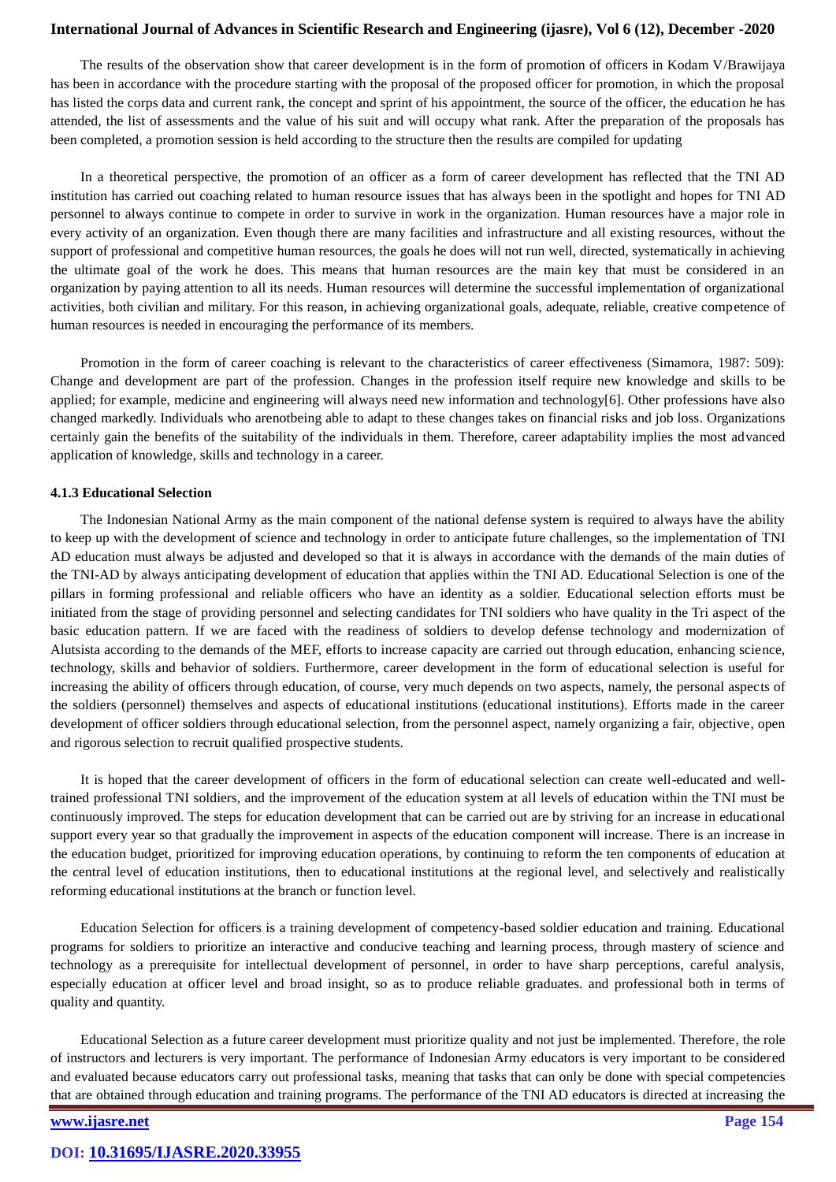The results of the observation show that career development is in the form of promotion of officers in Kodam V/Brawijaya has been in accordance with the procedure starting with the proposal of the proposed officer for promotion, in which the proposal has listed the corps data and current rank, the concept and sprint of his appointment, the source of the officer, the education he has attended, the list of assessments and the value of his suit and will occupy what rank. After the preparation of the proposals has been completed, a promotion session is held according to the structure then the results are compiled for updating

In a theoretical perspective, the promotion of an officer as a form of career development has reflected that the TNI AD institution has carried out coaching related to human resource issues that has always been in the spotlight and hopes for TNI AD personnel to always continue to compete in order to survive in work in the organization. Human resources have a major role in every activity of an organization. Even though there are many facilities and infrastructure and all existing resources, without the support of professional and competitive human resources, the goals he does will not run well, directed, systematically in achieving the ultimate goal of the work he does. This means that human resources are the main key that must be considered in an organization by paying attention to all its needs. Human resources will determine the successful implementation of organizational activities, both civilian and military. For this reason, in achieving organizational goals, adequate, reliable, creative competence of human resources is needed in encouraging the performance of its members.

Promotion in the form of career coaching is relevant to the characteristics of career effectiveness (Simamora, 1987: 509): Change and development are part of the profession. Changes in the profession itself require new knowledge and skills to be applied; for example, medicine and engineering will always need new information and technology[6]. Other professions have also changed markedly. Individuals who arenotbeing able to adapt to these changes takes on financial risks and job loss. Organizations certainly gain the benefits of the suitability of the individuals in them. Therefore, career adaptability implies the most advanced application of knowledge, skills and technology in a career.

#### 4.1.3 Educational Selection

The Indonesian National Army as the main component of the national defense system is required to always have the ability to keep up with the development of science and technology in order to anticipate future challenges, so the implementation of TNI AD education must always be adjusted and developed so that it is always in accordance with the demands of the main duties of the TNI-AD by always anticipating development of education that applies within the TNI AD. Educational Selection is one of the pillars in forming professional and reliable officers who have an identity as a soldier. Educational selection efforts must be initiated from the stage of providing personnel and selecting candidates for TNI soldiers who have quality in the Tri aspect of the basic education pattern. If we are faced with the readiness of soldiers to develop defense technology and modernization of Alutsista according to the demands of the MEF, efforts to increase capacity are carried out through education, enhancing science, technology, skills and behavior of soldiers. Furthermore, career development in the form of educational selection is useful for increasing the ability of officers through education, of course, very much depends on two aspects, namely, the personal aspects of the soldiers (personnel) themselves and aspects of educational institutions (educational institutions). Efforts made in the career development of officer soldiers through educational selection, from the personnel aspect, namely organizing a fair, objective, open and rigorous selection to recruit qualified prospective students.

It is hoped that the career development of officers in the form of educational selection can create well-educated and well-trained professional TNI soldiers, and the improvement of the education system at all levels of education within the TNI must be continuously improved. The steps for education development that can be carried out are by striving for an increase in educational support every year so that gradually the improvement in aspects of the education component will increase. There is an increase in the education budget, prioritized for improving education operations, by continuing to reform the ten components of education at the central level of education institutions, then to educational institutions at the regional level, and selectively and realistically reforming educational institutions at the branch or function level.

Education Selection for officers is a training development of competency-based soldier education and training. Educational programs for soldiers to prioritize an interactive and conducive teaching and learning process, through mastery of science and technology as a prerequisite for intellectual development of personnel, in order to have sharp perceptions, careful analysis, especially education at officer level and broad insight, so as to produce reliable graduates. and professional both in terms of quality and quantity.

Educational Selection as a future career development must prioritize quality and not just be implemented. Therefore, the role of instructors and lecturers is very important. The performance of Indonesian Army educators is very important to be considered and evaluated because educators carry out professional tasks, meaning that tasks that can only be done with special competencies that are obtained through education and training programs. The performance of the TNI AD educators is directed at increasing the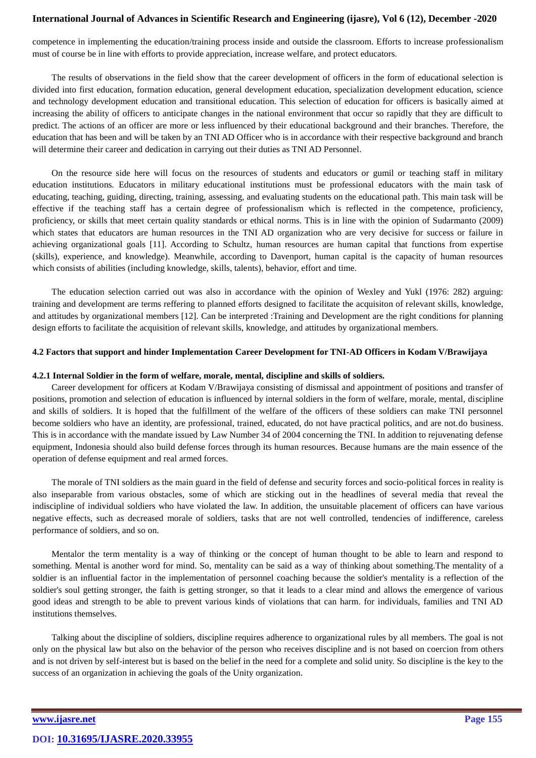competence in implementing the education/training process inside and outside the classroom. Efforts to increase professionalism must of course be in line with efforts to provide appreciation, increase welfare, and protect educators.

The results of observations in the field show that the career development of officers in the form of educational selection is divided into first education, formation education, general development education, specialization development education, science and technology development education and transitional education. This selection of education for officers is basically aimed at increasing the ability of officers to anticipate changes in the national environment that occur so rapidly that they are difficult to predict. The actions of an officer are more or less influenced by their educational background and their branches. Therefore, the education that has been and will be taken by an TNI AD Officer who is in accordance with their respective background and branch will determine their career and dedication in carrying out their duties as TNI AD Personnel.

On the resource side here will focus on the resources of students and educators or gumil or teaching staff in military education institutions. Educators in military educational institutions must be professional educators with the main task of educating, teaching, guiding, directing, training, assessing, and evaluating students on the educational path. This main task will be effective if the teaching staff has a certain degree of professionalism which is reflected in the competence, proficiency, proficiency, or skills that meet certain quality standards or ethical norms. This is in line with the opinion of Sudarmanto (2009) which states that educators are human resources in the TNI AD organization who are very decisive for success or failure in achieving organizational goals [11]. According to Schultz, human resources are human capital that functions from expertise (skills), experience, and knowledge). Meanwhile, according to Davenport, human capital is the capacity of human resources which consists of abilities (including knowledge, skills, talents), behavior, effort and time.

The education selection carried out was also in accordance with the opinion of Wexley and Yukl (1976: 282) arguing: training and development are terms reffering to planned efforts designed to facilitate the acquisiton of relevant skills, knowledge, and attitudes by organizational members [12]. Can be interpreted :Training and Development are the right conditions for planning design efforts to facilitate the acquisition of relevant skills, knowledge, and attitudes by organizational members.

### 4.2 Factors that support and hinder Implementation Career Development for TNI-AD Officers in Kodam V/Brawijaya

#### 4.2.1 Internal Soldier in the form of welfare, morale, mental, discipline and skills of soldiers.

Career development for officers at Kodam V/Brawijaya consisting of dismissal and appointment of positions and transfer of positions, promotion and selection of education is influenced by internal soldiers in the form of welfare, morale, mental, discipline and skills of soldiers. It is hoped that the fulfillment of the welfare of the officers of these soldiers can make TNI personnel become soldiers who have an identity, are professional, trained, educated, do not have practical politics, and are not.do business. This is in accordance with the mandate issued by Law Number 34 of 2004 concerning the TNI. In addition to rejuvenating defense equipment, Indonesia should also build defense forces through its human resources. Because humans are the main essence of the operation of defense equipment and real armed forces.

The morale of TNI soldiers as the main guard in the field of defense and security forces and socio-political forces in reality is also inseparable from various obstacles, some of which are sticking out in the headlines of several media that reveal the indiscipline of individual soldiers who have violated the law. In addition, the unsuitable placement of officers can have various negative effects, such as decreased morale of soldiers, tasks that are not well controlled, tendencies of indifference, careless performance of soldiers, and so on.

Mentalor the term mentality is a way of thinking or the concept of human thought to be able to learn and respond to something. Mental is another word for mind. So, mentality can be said as a way of thinking about something.The mentality of a soldier is an influential factor in the implementation of personnel coaching because the soldier's mentality is a reflection of the soldier's soul getting stronger, the faith is getting stronger, so that it leads to a clear mind and allows the emergence of various good ideas and strength to be able to prevent various kinds of violations that can harm. for individuals, families and TNI AD institutions themselves.

Talking about the discipline of soldiers, discipline requires adherence to organizational rules by all members. The goal is not only on the physical law but also on the behavior of the person who receives discipline and is not based on coercion from others and is not driven by self-interest but is based on the belief in the need for a complete and solid unity. So discipline is the key to the success of an organization in achieving the goals of the Unity organization.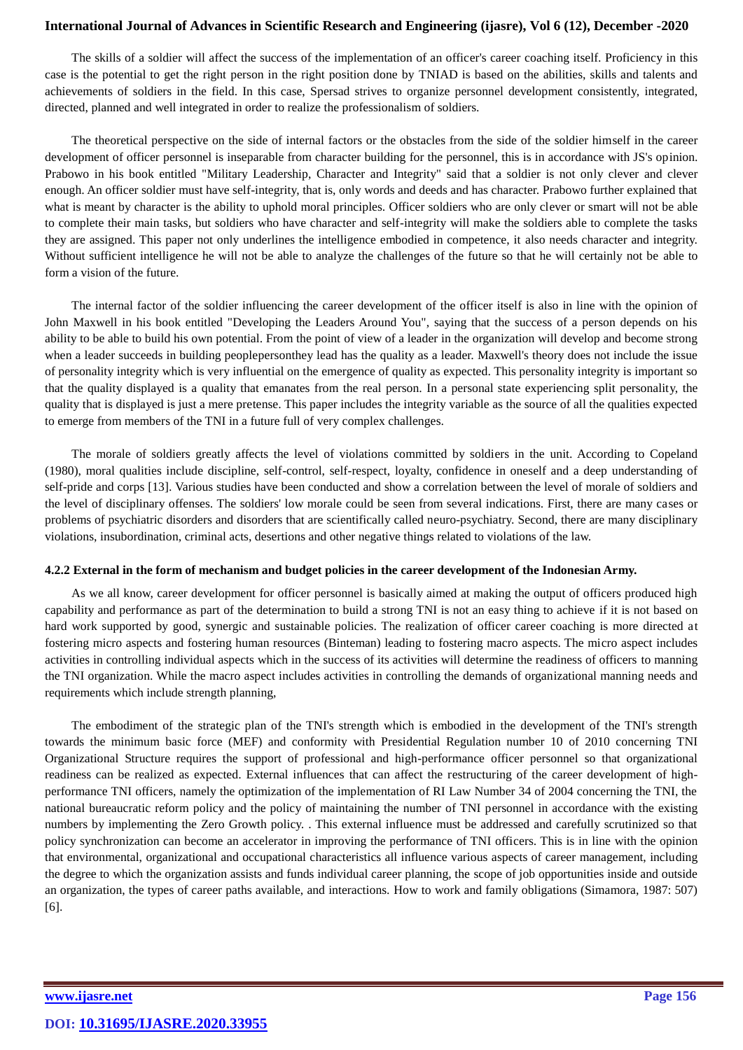The skills of a soldier will affect the success of the implementation of an officer's career coaching itself. Proficiency in this case is the potential to get the right person in the right position done by TNIAD is based on the abilities, skills and talents and achievements of soldiers in the field. In this case, Spersad strives to organize personnel development consistently, integrated, directed, planned and well integrated in order to realize the professionalism of soldiers.

The theoretical perspective on the side of internal factors or the obstacles from the side of the soldier himself in the career development of officer personnel is inseparable from character building for the personnel, this is in accordance with JS's opinion. Prabowo in his book entitled "Military Leadership, Character and Integrity" said that a soldier is not only clever and clever enough. An officer soldier must have self-integrity, that is, only words and deeds and has character. Prabowo further explained that what is meant by character is the ability to uphold moral principles. Officer soldiers who are only clever or smart will not be able to complete their main tasks, but soldiers who have character and self-integrity will make the soldiers able to complete the tasks they are assigned. This paper not only underlines the intelligence embodied in competence, it also needs character and integrity. Without sufficient intelligence he will not be able to analyze the challenges of the future so that he will certainly not be able to form a vision of the future.

The internal factor of the soldier influencing the career development of the officer itself is also in line with the opinion of John Maxwell in his book entitled "Developing the Leaders Around You", saying that the success of a person depends on his ability to be able to build his own potential. From the point of view of a leader in the organization will develop and become strong when a leader succeeds in building peoplepersonthey lead has the quality as a leader. Maxwell's theory does not include the issue of personality integrity which is very influential on the emergence of quality as expected. This personality integrity is important so that the quality displayed is a quality that emanates from the real person. In a personal state experiencing split personality, the quality that is displayed is just a mere pretense. This paper includes the integrity variable as the source of all the qualities expected to emerge from members of the TNI in a future full of very complex challenges.

The morale of soldiers greatly affects the level of violations committed by soldiers in the unit. According to Copeland (1980), moral qualities include discipline, self-control, self-respect, loyalty, confidence in oneself and a deep understanding of self-pride and corps [13]. Various studies have been conducted and show a correlation between the level of morale of soldiers and the level of disciplinary offenses. The soldiers' low morale could be seen from several indications. First, there are many cases or problems of psychiatric disorders and disorders that are scientifically called neuro-psychiatry. Second, there are many disciplinary violations, insubordination, criminal acts, desertions and other negative things related to violations of the law.

#### 4.2.2 External in the form of mechanism and budget policies in the career development of the Indonesian Army.

As we all know, career development for officer personnel is basically aimed at making the output of officers produced high capability and performance as part of the determination to build a strong TNI is not an easy thing to achieve if it is not based on hard work supported by good, synergic and sustainable policies. The realization of officer career coaching is more directed at fostering micro aspects and fostering human resources (Binteman) leading to fostering macro aspects. The micro aspect includes activities in controlling individual aspects which in the success of its activities will determine the readiness of officers to manning the TNI organization. While the macro aspect includes activities in controlling the demands of organizational manning needs and requirements which include strength planning,

The embodiment of the strategic plan of the TNI's strength which is embodied in the development of the TNI's strength towards the minimum basic force (MEF) and conformity with Presidential Regulation number 10 of 2010 concerning TNI Organizational Structure requires the support of professional and high-performance officer personnel so that organizational readiness can be realized as expected. External influences that can affect the restructuring of the career development of high-performance TNI officers, namely the optimization of the implementation of RI Law Number 34 of 2004 concerning the TNI, the national bureaucratic reform policy and the policy of maintaining the number of TNI personnel in accordance with the existing numbers by implementing the Zero Growth policy. . This external influence must be addressed and carefully scrutinized so that policy synchronization can become an accelerator in improving the performance of TNI officers. This is in line with the opinion that environmental, organizational and occupational characteristics all influence various aspects of career management, including the degree to which the organization assists and funds individual career planning, the scope of job opportunities inside and outside an organization, the types of career paths available, and interactions. How to work and family obligations (Simamora, 1987: 507) [6].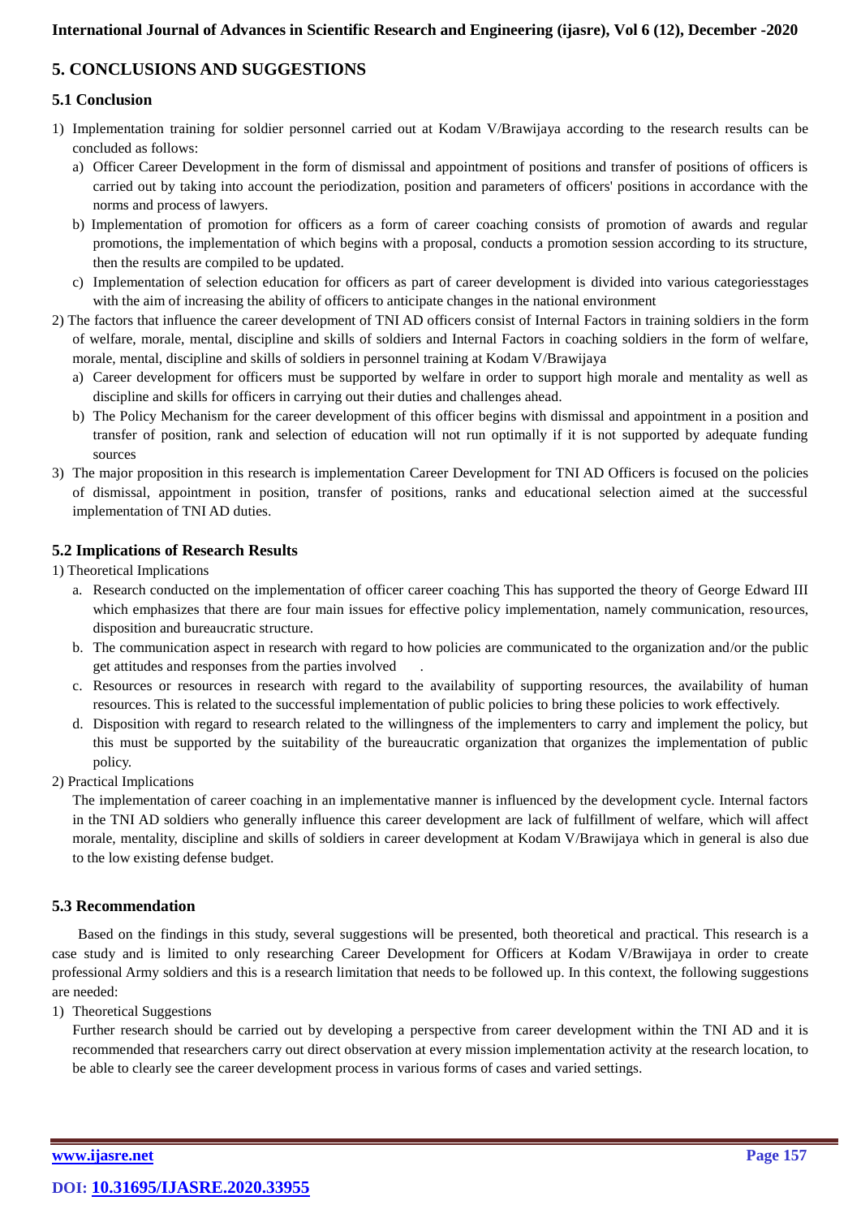## 5. CONCLUSIONS AND SUGGESTIONS

### 5.1 Conclusion

1) Implementation training for soldier personnel carried out at Kodam V/Brawijaya according to the research results can be concluded as follows:
   a) Officer Career Development in the form of dismissal and appointment of positions and transfer of positions of officers is carried out by taking into account the periodization, position and parameters of officers' positions in accordance with the norms and process of lawyers.
   b) Implementation of promotion for officers as a form of career coaching consists of promotion of awards and regular promotions, the implementation of which begins with a proposal, conducts a promotion session according to its structure, then the results are compiled to be updated.
   c) Implementation of selection education for officers as part of career development is divided into various categoriesstages with the aim of increasing the ability of officers to anticipate changes in the national environment
2) The factors that influence the career development of TNI AD officers consist of Internal Factors in training soldiers in the form of welfare, morale, mental, discipline and skills of soldiers and Internal Factors in coaching soldiers in the form of welfare, morale, mental, discipline and skills of soldiers in personnel training at Kodam V/Brawijaya
   a) Career development for officers must be supported by welfare in order to support high morale and mentality as well as discipline and skills for officers in carrying out their duties and challenges ahead.
   b) The Policy Mechanism for the career development of this officer begins with dismissal and appointment in a position and transfer of position, rank and selection of education will not run optimally if it is not supported by adequate funding sources
3) The major proposition in this research is implementation Career Development for TNI AD Officers is focused on the policies of dismissal, appointment in position, transfer of positions, ranks and educational selection aimed at the successful implementation of TNI AD duties.

### 5.2 Implications of Research Results

1) Theoretical Implications
   a. Research conducted on the implementation of officer career coaching This has supported the theory of George Edward III which emphasizes that there are four main issues for effective policy implementation, namely communication, resources, disposition and bureaucratic structure.
   b. The communication aspect in research with regard to how policies are communicated to the organization and/or the public get attitudes and responses from the parties involved .
   c. Resources or resources in research with regard to the availability of supporting resources, the availability of human resources. This is related to the successful implementation of public policies to bring these policies to work effectively.
   d. Disposition with regard to research related to the willingness of the implementers to carry and implement the policy, but this must be supported by the suitability of the bureaucratic organization that organizes the implementation of public policy.
2) Practical Implications

   The implementation of career coaching in an implementative manner is influenced by the development cycle. Internal factors in the TNI AD soldiers who generally influence this career development are lack of fulfillment of welfare, which will affect morale, mentality, discipline and skills of soldiers in career development at Kodam V/Brawijaya which in general is also due to the low existing defense budget.

### 5.3 Recommendation

Based on the findings in this study, several suggestions will be presented, both theoretical and practical. This research is a case study and is limited to only researching Career Development for Officers at Kodam V/Brawijaya in order to create professional Army soldiers and this is a research limitation that needs to be followed up. In this context, the following suggestions are needed:

1) Theoretical Suggestions

   Further research should be carried out by developing a perspective from career development within the TNI AD and it is recommended that researchers carry out direct observation at every mission implementation activity at the research location, to be able to clearly see the career development process in various forms of cases and varied settings.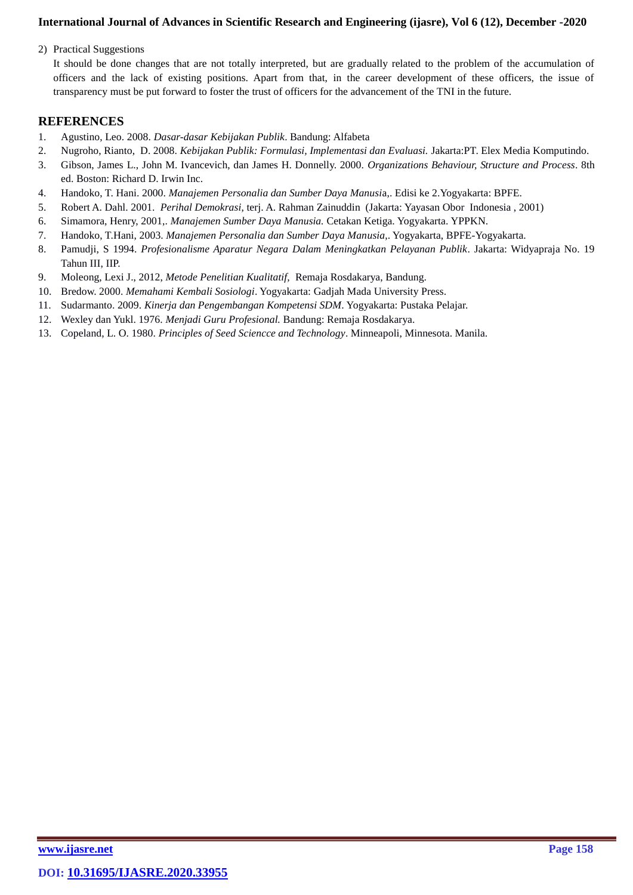2) Practical Suggestions

It should be done changes that are not totally interpreted, but are gradually related to the problem of the accumulation of officers and the lack of existing positions. Apart from that, in the career development of these officers, the issue of transparency must be put forward to foster the trust of officers for the advancement of the TNI in the future.

## REFERENCES

1. Agustino, Leo. 2008. *Dasar-dasar Kebijakan Publik*. Bandung: Alfabeta
2. Nugroho, Rianto, D. 2008. *Kebijakan Publik: Formulasi, Implementasi dan Evaluasi.* Jakarta:PT. Elex Media Komputindo.
3. Gibson, James L., John M. Ivancevich, dan James H. Donnelly. 2000. *Organizations Behaviour, Structure and Process*. 8th ed. Boston: Richard D. Irwin Inc.
4. Handoko, T. Hani. 2000. *Manajemen Personalia dan Sumber Daya Manusi*a,. Edisi ke 2.Yogyakarta: BPFE.
5. Robert A. Dahl. 2001. *Perihal Demokrasi*, terj. A. Rahman Zainuddin (Jakarta: Yayasan Obor Indonesia , 2001)
6. Simamora, Henry, 2001,. *Manajemen Sumber Daya Manusia.* Cetakan Ketiga. Yogyakarta. YPPKN.
7. Handoko, T.Hani, 2003. *Manajemen Personalia dan Sumber Daya Manusia*,. Yogyakarta, BPFE-Yogyakarta.
8. Pamudji, S 1994. *Profesionalisme Aparatur Negara Dalam Meningkatkan Pelayanan Publik*. Jakarta: Widyapraja No. 19 Tahun III, IIP.
9. Moleong, Lexi J., 2012, *Metode Penelitian Kualitatif,* Remaja Rosdakarya, Bandung.
10. Bredow. 2000. *Memahami Kembali Sosiologi*. Yogyakarta: Gadjah Mada University Press.
11. Sudarmanto. 2009. *Kinerja dan Pengembangan Kompetensi SDM*. Yogyakarta: Pustaka Pelajar.
12. Wexley dan Yukl. 1976. *Menjadi Guru Profesional.* Bandung: Remaja Rosdakarya.
13. Copeland, L. O. 1980. *Principles of Seed Sciencce and Technology*. Minneapoli, Minnesota. Manila.